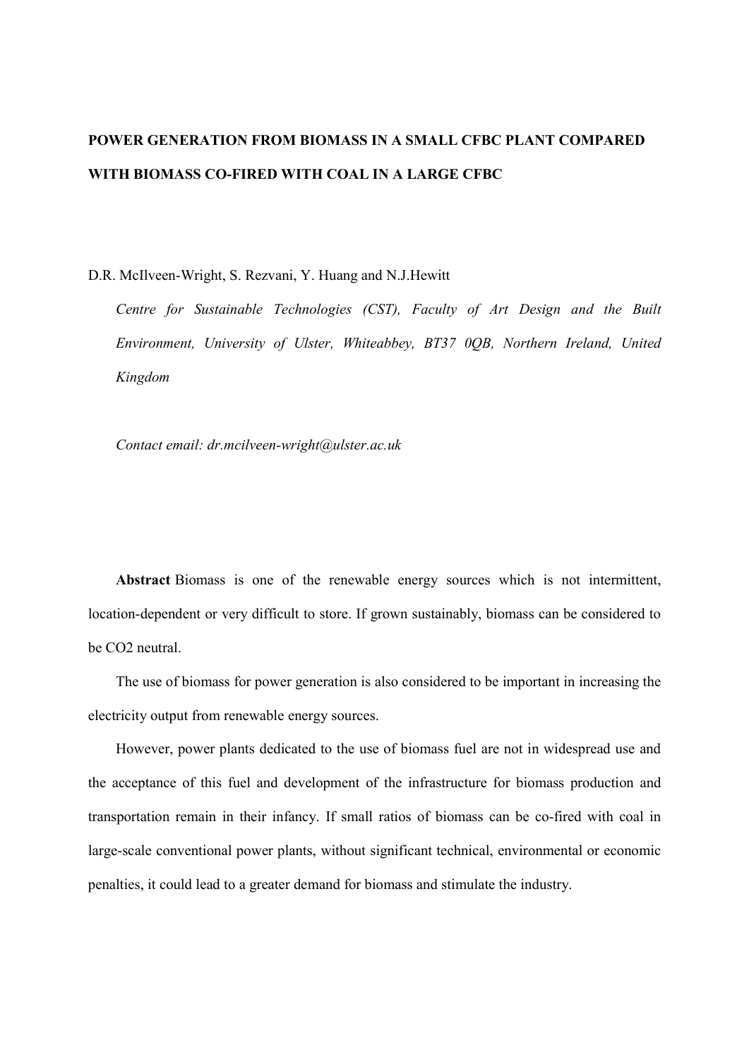# POWER GENERATION FROM BIOMASS IN A SMALL CFBC PLANT COMPARED WITH BIOMASS CO-FIRED WITH COAL IN A LARGE CFBC

D.R. McIlveen-Wright, S. Rezvani, Y. Huang and N.J.Hewitt

*Centre for Sustainable Technologies (CST), Faculty of Art Design and the Built Environment, University of Ulster, Whiteabbey, BT37 0QB, Northern Ireland, United Kingdom*

*Contact email: dr.mcilveen-wright@ulster.ac.uk*

**Abstract** Biomass is one of the renewable energy sources which is not intermittent, location-dependent or very difficult to store. If grown sustainably, biomass can be considered to be CO2 neutral.

The use of biomass for power generation is also considered to be important in increasing the electricity output from renewable energy sources.

However, power plants dedicated to the use of biomass fuel are not in widespread use and the acceptance of this fuel and development of the infrastructure for biomass production and transportation remain in their infancy. If small ratios of biomass can be co-fired with coal in large-scale conventional power plants, without significant technical, environmental or economic penalties, it could lead to a greater demand for biomass and stimulate the industry.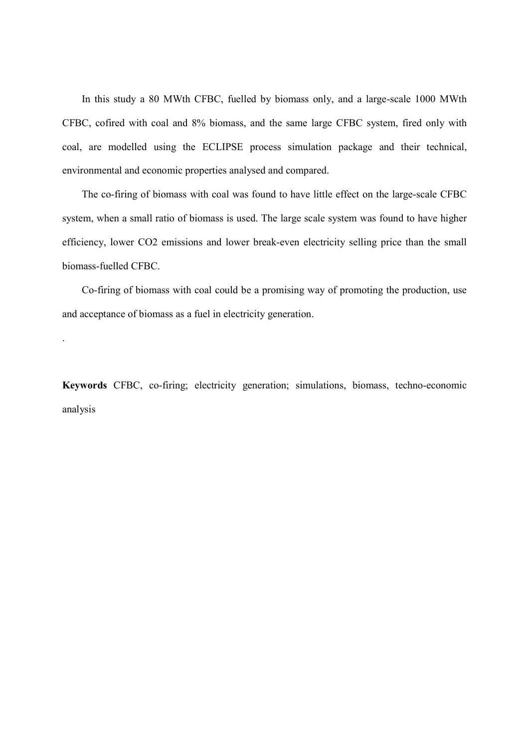In this study a 80 MWth CFBC, fuelled by biomass only, and a large-scale 1000 MWth CFBC, cofired with coal and 8% biomass, and the same large CFBC system, fired only with coal, are modelled using the ECLIPSE process simulation package and their technical, environmental and economic properties analysed and compared.

The co-firing of biomass with coal was found to have little effect on the large-scale CFBC system, when a small ratio of biomass is used. The large scale system was found to have higher efficiency, lower $CO_2$ emissions and lower break-even electricity selling price than the small biomass-fuelled CFBC.

Co-firing of biomass with coal could be a promising way of promoting the production, use and acceptance of biomass as a fuel in electricity generation.

.

**Keywords** CFBC, co-firing; electricity generation; simulations, biomass, techno-economic analysis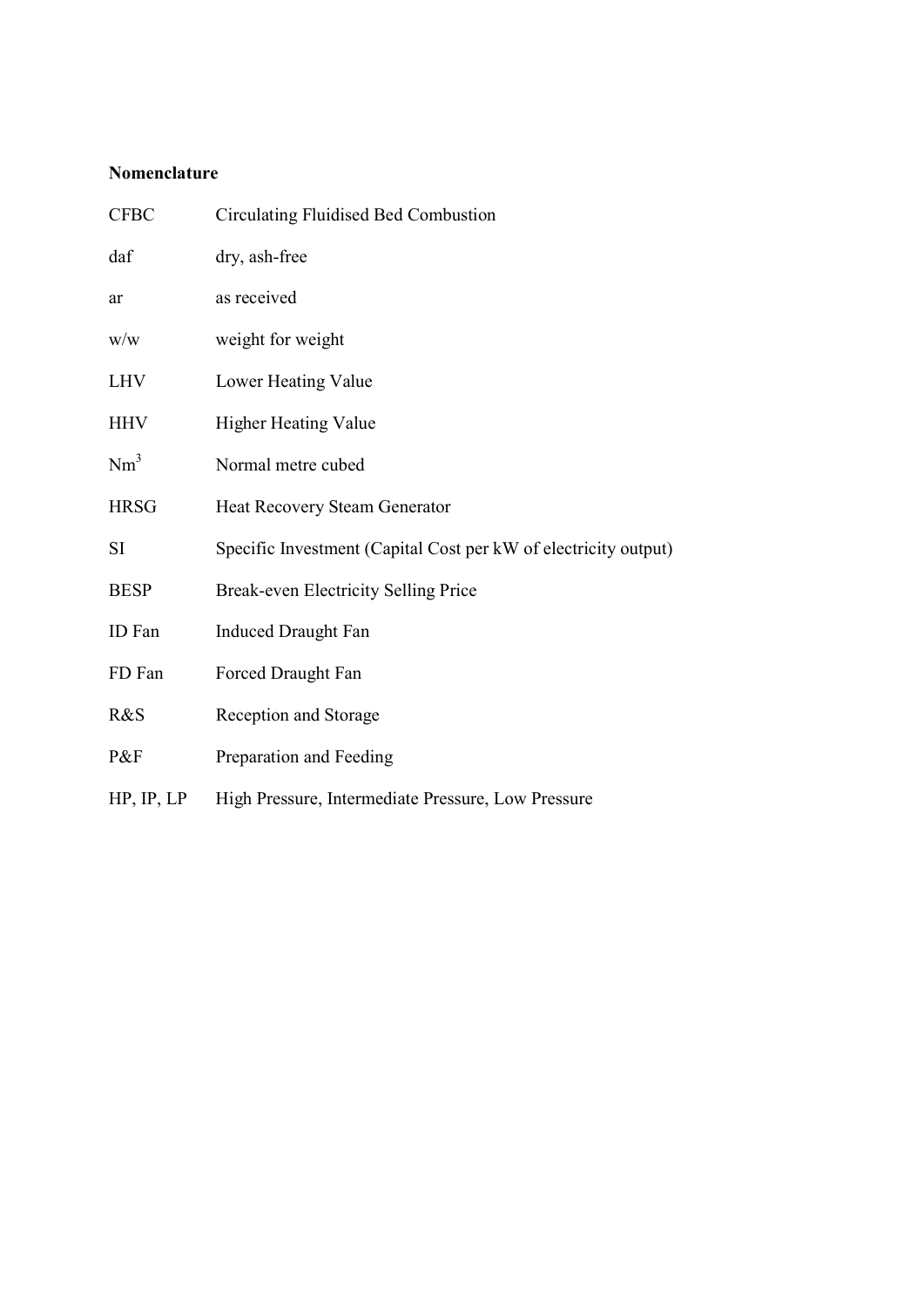**Nomenclature**

| | |
|---|---|
| CFBC | Circulating Fluidised Bed Combustion |
| daf | dry, ash-free |
| ar | as received |
| w/w | weight for weight |
| LHV | Lower Heating Value |
| HHV | Higher Heating Value |
| $Nm^3$ | Normal metre cubed |
| HRSG | Heat Recovery Steam Generator |
| SI | Specific Investment (Capital Cost per kW of electricity output) |
| BESP | Break-even Electricity Selling Price |
| ID Fan | Induced Draught Fan |
| FD Fan | Forced Draught Fan |
| R&S | Reception and Storage |
| P&F | Preparation and Feeding |
| HP, IP, LP | High Pressure, Intermediate Pressure, Low Pressure |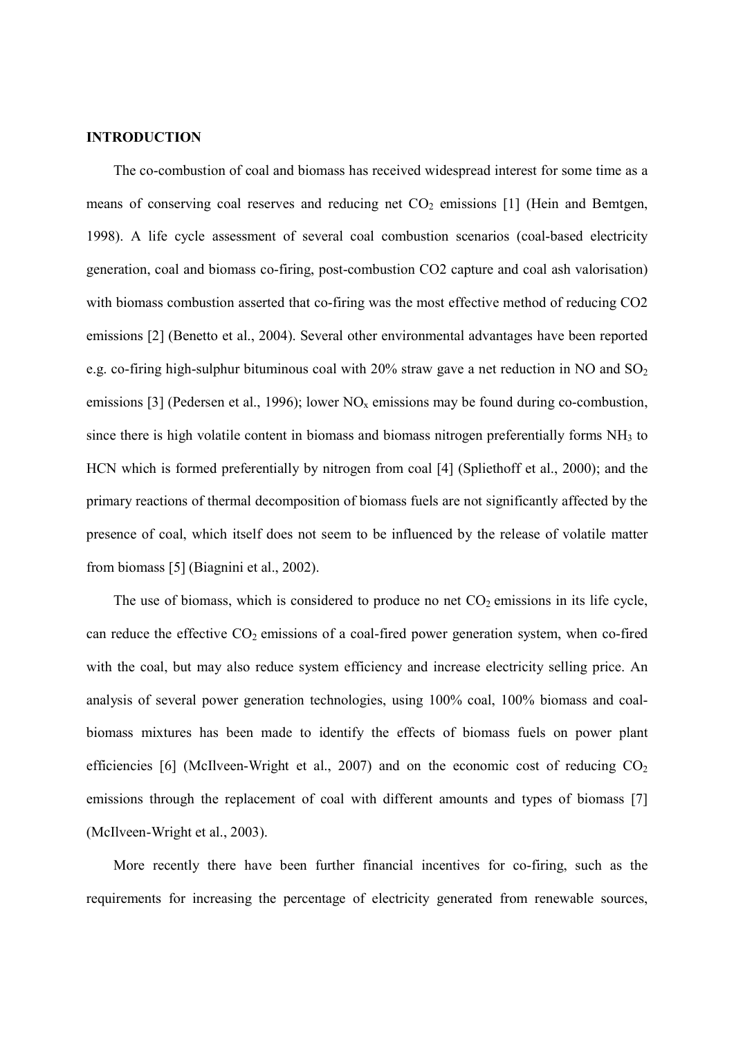**INTRODUCTION**

The co-combustion of coal and biomass has received widespread interest for some time as a means of conserving coal reserves and reducing net $CO_2$ emissions [1] (Hein and Bemtgen, 1998). A life cycle assessment of several coal combustion scenarios (coal-based electricity generation, coal and biomass co-firing, post-combustion CO2 capture and coal ash valorisation) with biomass combustion asserted that co-firing was the most effective method of reducing CO2 emissions [2] (Benetto et al., 2004). Several other environmental advantages have been reported e.g. co-firing high-sulphur bituminous coal with 20% straw gave a net reduction in NO and $SO_2$ emissions [3] (Pedersen et al., 1996); lower $NO_x$ emissions may be found during co-combustion, since there is high volatile content in biomass and biomass nitrogen preferentially forms $NH_3$ to HCN which is formed preferentially by nitrogen from coal [4] (Spliethoff et al., 2000); and the primary reactions of thermal decomposition of biomass fuels are not significantly affected by the presence of coal, which itself does not seem to be influenced by the release of volatile matter from biomass [5] (Biagnini et al., 2002).

The use of biomass, which is considered to produce no net $CO_2$ emissions in its life cycle, can reduce the effective $CO_2$ emissions of a coal-fired power generation system, when co-fired with the coal, but may also reduce system efficiency and increase electricity selling price. An analysis of several power generation technologies, using 100% coal, 100% biomass and coal-biomass mixtures has been made to identify the effects of biomass fuels on power plant efficiencies [6] (McIlveen-Wright et al., 2007) and on the economic cost of reducing $CO_2$ emissions through the replacement of coal with different amounts and types of biomass [7] (McIlveen-Wright et al., 2003).

More recently there have been further financial incentives for co-firing, such as the requirements for increasing the percentage of electricity generated from renewable sources,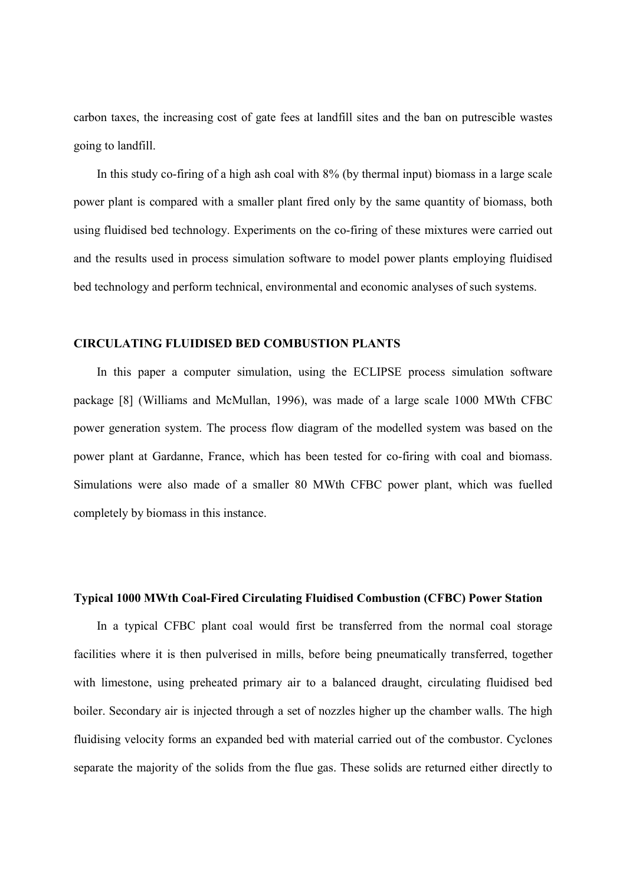carbon taxes, the increasing cost of gate fees at landfill sites and the ban on putrescible wastes going to landfill.

In this study co-firing of a high ash coal with 8% (by thermal input) biomass in a large scale power plant is compared with a smaller plant fired only by the same quantity of biomass, both using fluidised bed technology. Experiments on the co-firing of these mixtures were carried out and the results used in process simulation software to model power plants employing fluidised bed technology and perform technical, environmental and economic analyses of such systems.

## CIRCULATING FLUIDISED BED COMBUSTION PLANTS

In this paper a computer simulation, using the ECLIPSE process simulation software package [8] (Williams and McMullan, 1996), was made of a large scale 1000 MWth CFBC power generation system. The process flow diagram of the modelled system was based on the power plant at Gardanne, France, which has been tested for co-firing with coal and biomass. Simulations were also made of a smaller 80 MWth CFBC power plant, which was fuelled completely by biomass in this instance.

### Typical 1000 MWth Coal-Fired Circulating Fluidised Combustion (CFBC) Power Station

In a typical CFBC plant coal would first be transferred from the normal coal storage facilities where it is then pulverised in mills, before being pneumatically transferred, together with limestone, using preheated primary air to a balanced draught, circulating fluidised bed boiler. Secondary air is injected through a set of nozzles higher up the chamber walls. The high fluidising velocity forms an expanded bed with material carried out of the combustor. Cyclones separate the majority of the solids from the flue gas. These solids are returned either directly to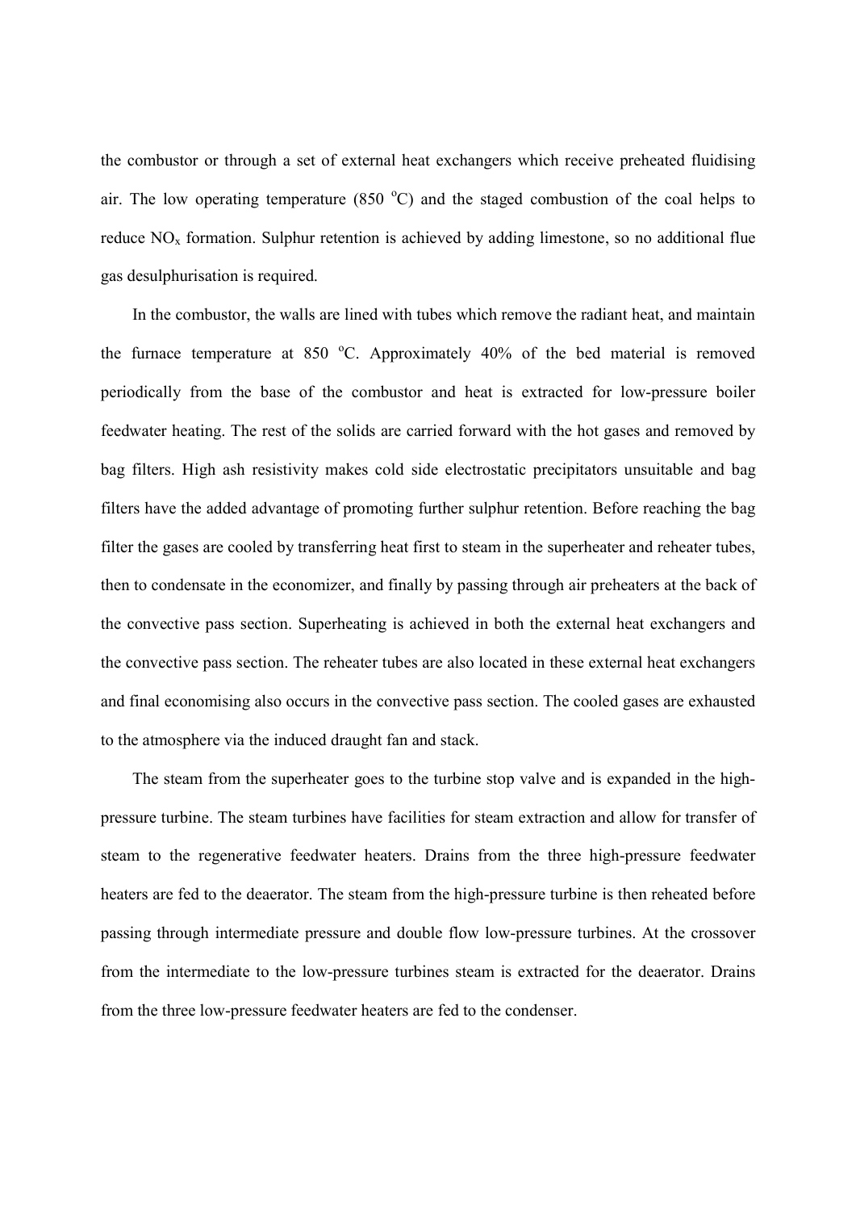the combustor or through a set of external heat exchangers which receive preheated fluidising air. The low operating temperature (850 $^{o}$C) and the staged combustion of the coal helps to reduce $NO_x$ formation. Sulphur retention is achieved by adding limestone, so no additional flue gas desulphurisation is required.

In the combustor, the walls are lined with tubes which remove the radiant heat, and maintain the furnace temperature at 850 $^{o}$C. Approximately 40% of the bed material is removed periodically from the base of the combustor and heat is extracted for low-pressure boiler feedwater heating. The rest of the solids are carried forward with the hot gases and removed by bag filters. High ash resistivity makes cold side electrostatic precipitators unsuitable and bag filters have the added advantage of promoting further sulphur retention. Before reaching the bag filter the gases are cooled by transferring heat first to steam in the superheater and reheater tubes, then to condensate in the economizer, and finally by passing through air preheaters at the back of the convective pass section. Superheating is achieved in both the external heat exchangers and the convective pass section. The reheater tubes are also located in these external heat exchangers and final economising also occurs in the convective pass section. The cooled gases are exhausted to the atmosphere via the induced draught fan and stack.

The steam from the superheater goes to the turbine stop valve and is expanded in the high-pressure turbine. The steam turbines have facilities for steam extraction and allow for transfer of steam to the regenerative feedwater heaters. Drains from the three high-pressure feedwater heaters are fed to the deaerator. The steam from the high-pressure turbine is then reheated before passing through intermediate pressure and double flow low-pressure turbines. At the crossover from the intermediate to the low-pressure turbines steam is extracted for the deaerator. Drains from the three low-pressure feedwater heaters are fed to the condenser.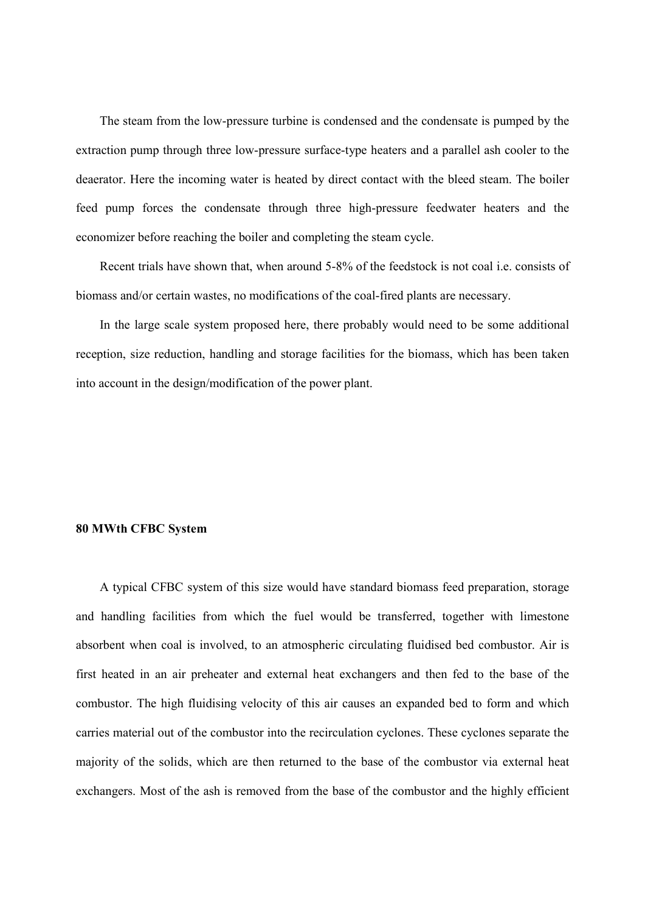The steam from the low-pressure turbine is condensed and the condensate is pumped by the extraction pump through three low-pressure surface-type heaters and a parallel ash cooler to the deaerator. Here the incoming water is heated by direct contact with the bleed steam. The boiler feed pump forces the condensate through three high-pressure feedwater heaters and the economizer before reaching the boiler and completing the steam cycle.

Recent trials have shown that, when around 5-8% of the feedstock is not coal i.e. consists of biomass and/or certain wastes, no modifications of the coal-fired plants are necessary.

In the large scale system proposed here, there probably would need to be some additional reception, size reduction, handling and storage facilities for the biomass, which has been taken into account in the design/modification of the power plant.

**80 MWth CFBC System**

A typical CFBC system of this size would have standard biomass feed preparation, storage and handling facilities from which the fuel would be transferred, together with limestone absorbent when coal is involved, to an atmospheric circulating fluidised bed combustor. Air is first heated in an air preheater and external heat exchangers and then fed to the base of the combustor. The high fluidising velocity of this air causes an expanded bed to form and which carries material out of the combustor into the recirculation cyclones. These cyclones separate the majority of the solids, which are then returned to the base of the combustor via external heat exchangers. Most of the ash is removed from the base of the combustor and the highly efficient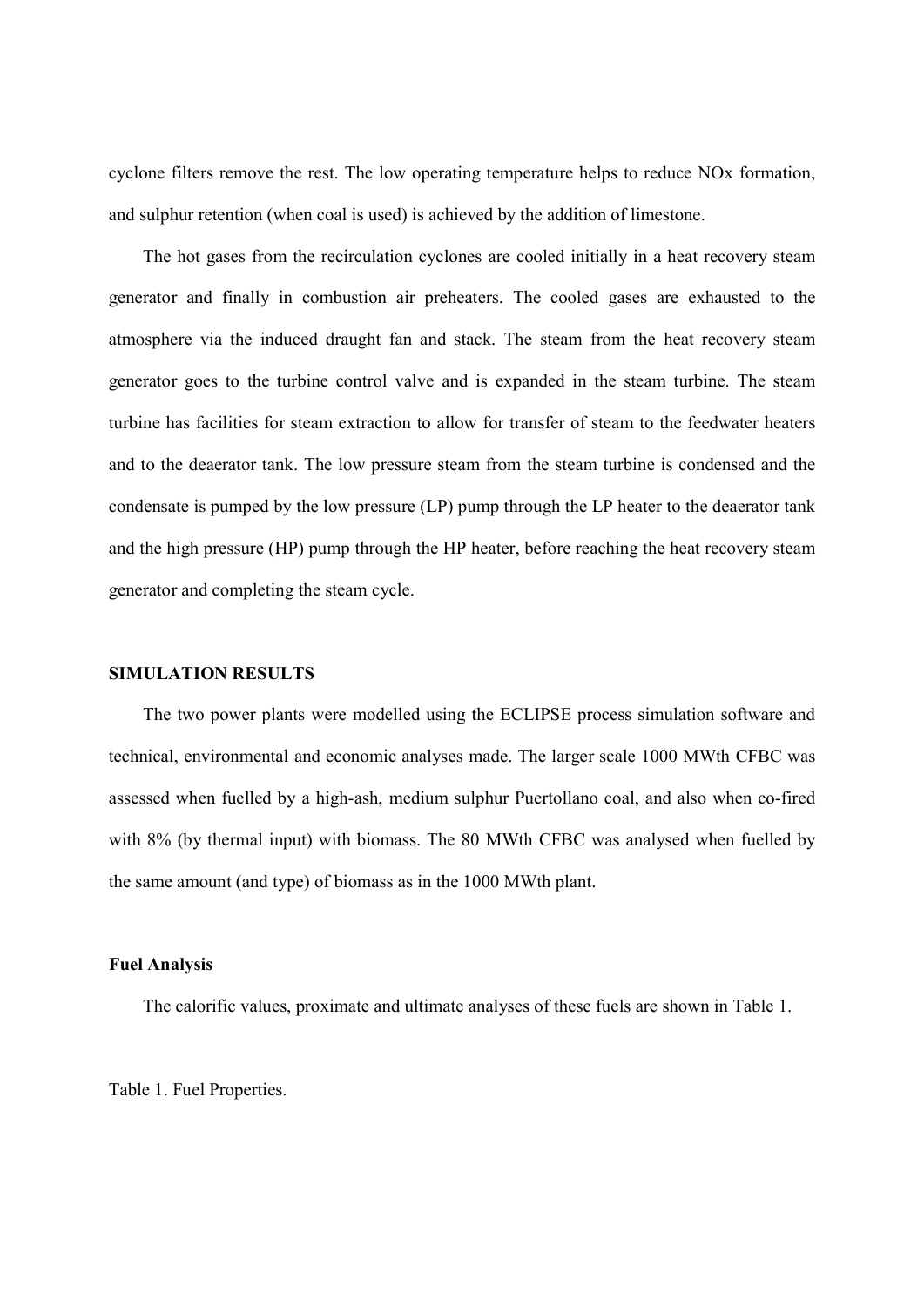cyclone filters remove the rest. The low operating temperature helps to reduce NOx formation, and sulphur retention (when coal is used) is achieved by the addition of limestone.

The hot gases from the recirculation cyclones are cooled initially in a heat recovery steam generator and finally in combustion air preheaters. The cooled gases are exhausted to the atmosphere via the induced draught fan and stack. The steam from the heat recovery steam generator goes to the turbine control valve and is expanded in the steam turbine. The steam turbine has facilities for steam extraction to allow for transfer of steam to the feedwater heaters and to the deaerator tank. The low pressure steam from the steam turbine is condensed and the condensate is pumped by the low pressure (LP) pump through the LP heater to the deaerator tank and the high pressure (HP) pump through the HP heater, before reaching the heat recovery steam generator and completing the steam cycle.

## SIMULATION RESULTS

The two power plants were modelled using the ECLIPSE process simulation software and technical, environmental and economic analyses made. The larger scale 1000 MWth CFBC was assessed when fuelled by a high-ash, medium sulphur Puertollano coal, and also when co-fired with 8% (by thermal input) with biomass. The 80 MWth CFBC was analysed when fuelled by the same amount (and type) of biomass as in the 1000 MWth plant.

### Fuel Analysis

The calorific values, proximate and ultimate analyses of these fuels are shown in Table 1.

Table 1. Fuel Properties.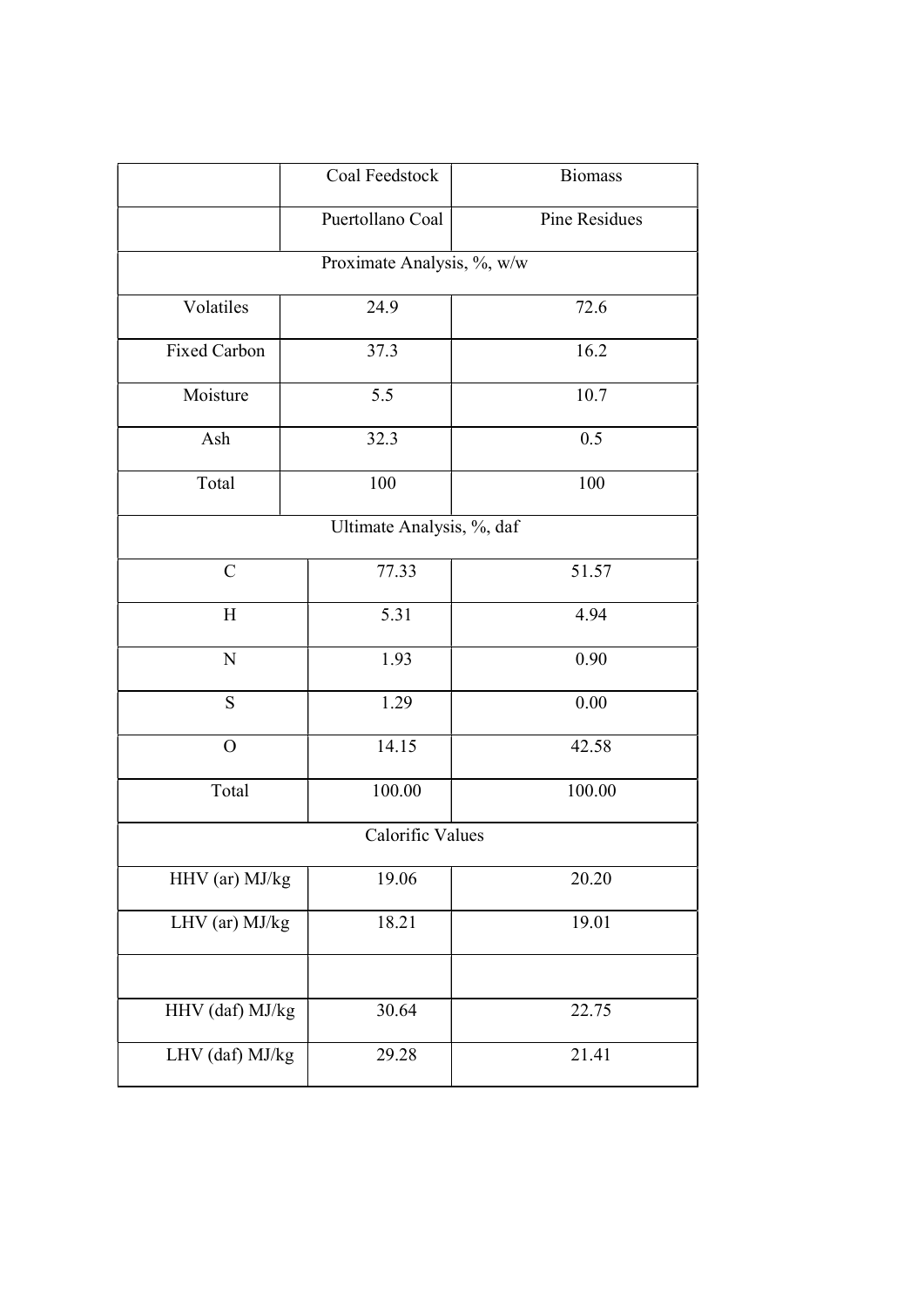| | Coal Feedstock | Biomass |
|---|---|---|
| | Puertollano Coal | Pine Residues |
| Proximate Analysis, %, w/w | | |
| Volatiles | 24.9 | 72.6 |
| Fixed Carbon | 37.3 | 16.2 |
| Moisture | 5.5 | 10.7 |
| Ash | 32.3 | 0.5 |
| Total | 100 | 100 |
| Ultimate Analysis, %, daf | | |
| C | 77.33 | 51.57 |
| H | 5.31 | 4.94 |
| N | 1.93 | 0.90 |
| S | 1.29 | 0.00 |
| O | 14.15 | 42.58 |
| Total | 100.00 | 100.00 |
| Calorific Values | | |
| HHV (ar) MJ/kg | 19.06 | 20.20 |
| LHV (ar) MJ/kg | 18.21 | 19.01 |
| | | |
| HHV (daf) MJ/kg | 30.64 | 22.75 |
| LHV (daf) MJ/kg | 29.28 | 21.41 |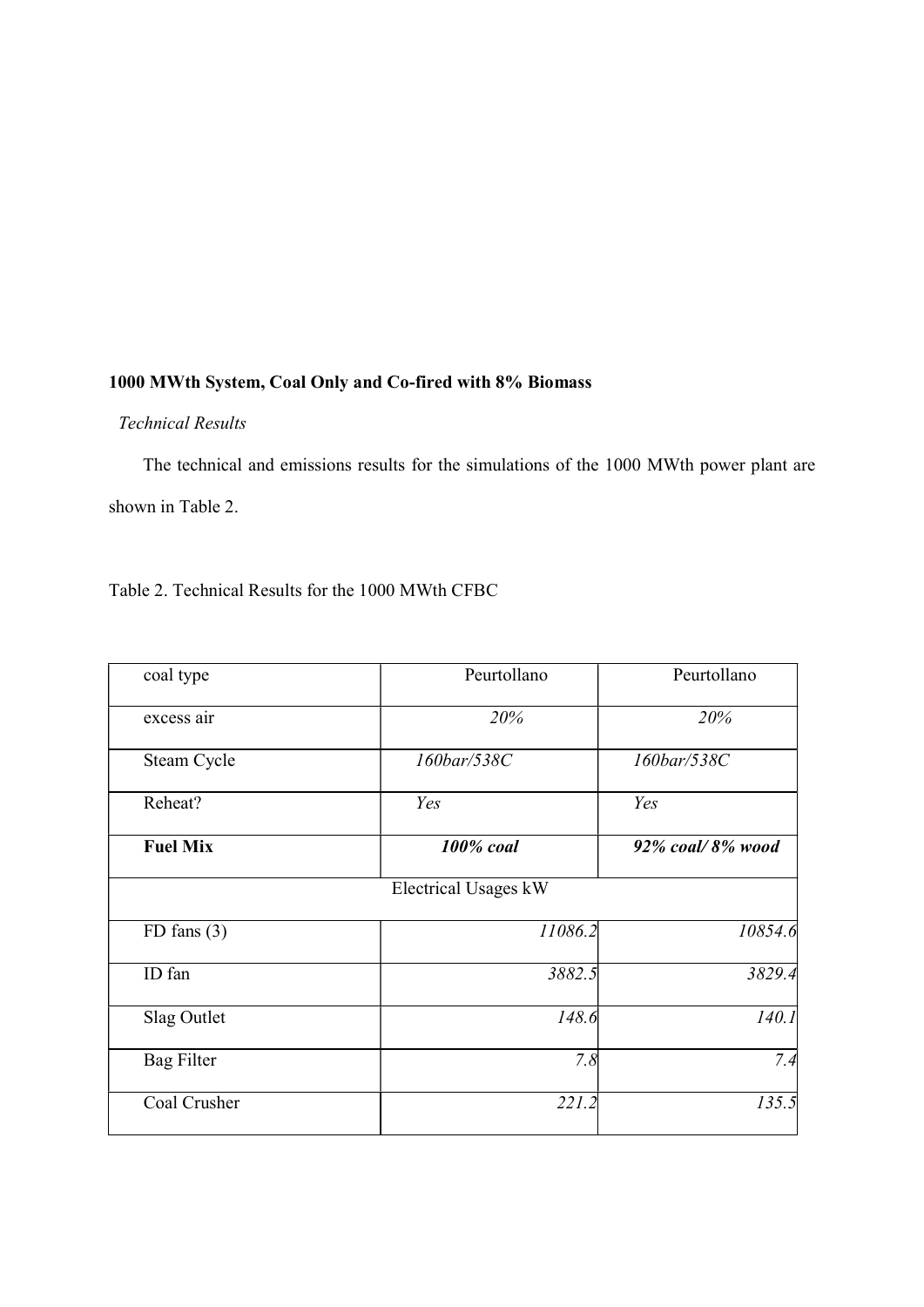**1000 MWth System, Coal Only and Co-fired with 8% Biomass**

*Technical Results*

The technical and emissions results for the simulations of the 1000 MWth power plant are shown in Table 2.

Table 2. Technical Results for the 1000 MWth CFBC

| coal type | Peurtollano | Peurtollano |
|---|---|---|
| excess air | *20%* | *20%* |
| Steam Cycle | *160bar/538C* | *160bar/538C* |
| Reheat? | *Yes* | *Yes* |
| **Fuel Mix** | ***100% coal*** | ***92% coal/ 8% wood*** |
| Electrical Usages kW | | |
| FD fans (3) | *11086.2* | *10854.6* |
| ID fan | *3882.5* | *3829.4* |
| Slag Outlet | *148.6* | *140.1* |
| Bag Filter | *7.8* | *7.4* |
| Coal Crusher | *221.2* | *135.5* |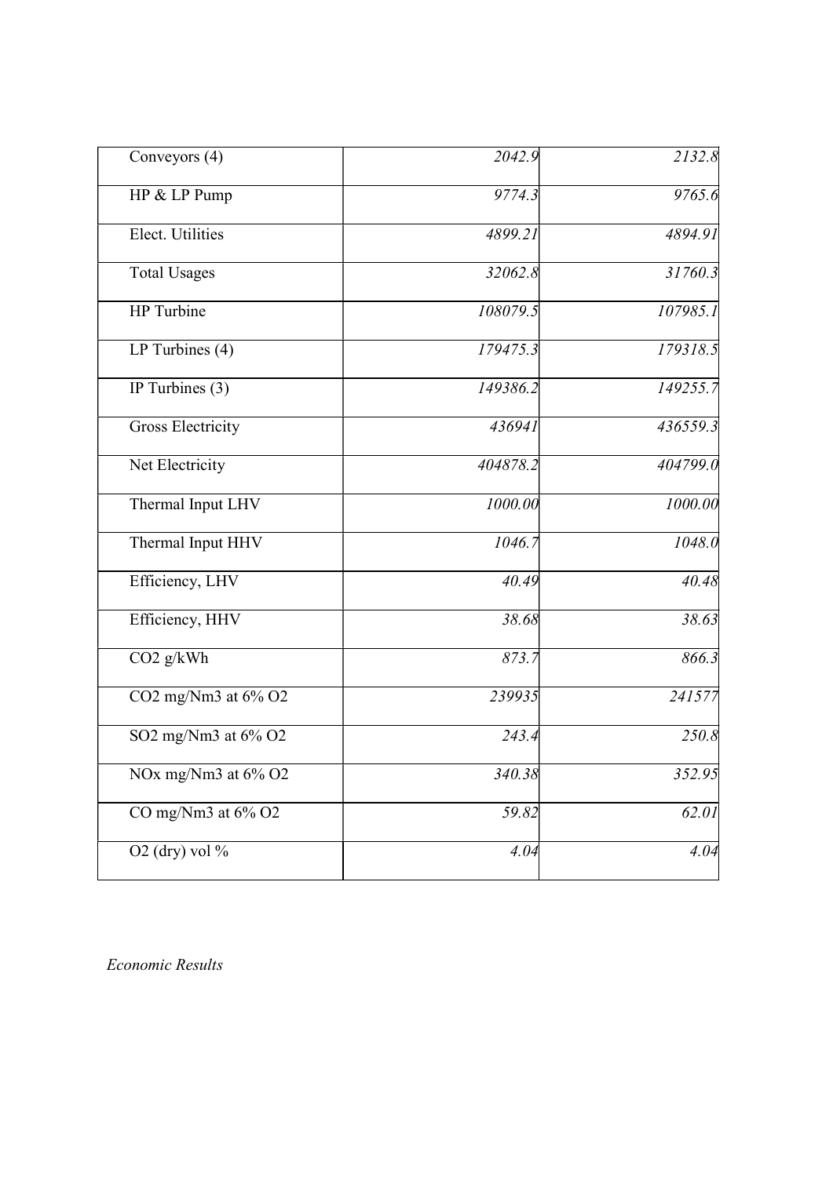| Conveyors (4) | *2042.9* | *2132.8* |
|---|---|---|
| HP & LP Pump | *9774.3* | *9765.6* |
| Elect. Utilities | *4899.21* | *4894.91* |
| Total Usages | *32062.8* | *31760.3* |
| HP Turbine | *108079.5* | *107985.1* |
| LP Turbines (4) | *179475.3* | *179318.5* |
| IP Turbines (3) | *149386.2* | *149255.7* |
| Gross Electricity | *436941* | *436559.3* |
| Net Electricity | *404878.2* | *404799.0* |
| Thermal Input LHV | *1000.00* | *1000.00* |
| Thermal Input HHV | *1046.7* | *1048.0* |
| Efficiency, LHV | *40.49* | *40.48* |
| Efficiency, HHV | *38.68* | *38.63* |
| $CO_2$ g/kWh | *873.7* | *866.3* |
| $CO_2$ mg/Nm3 at 6% $O_2$ | *239935* | *241577* |
| $SO_2$ mg/Nm3 at 6% $O_2$ | *243.4* | *250.8* |
| $NO_x$ mg/Nm3 at 6% $O_2$ | *340.38* | *352.95* |
| CO mg/Nm3 at 6% $O_2$ | *59.82* | *62.01* |
| $O_2$ (dry) vol % | *4.04* | *4.04* |

*Economic Results*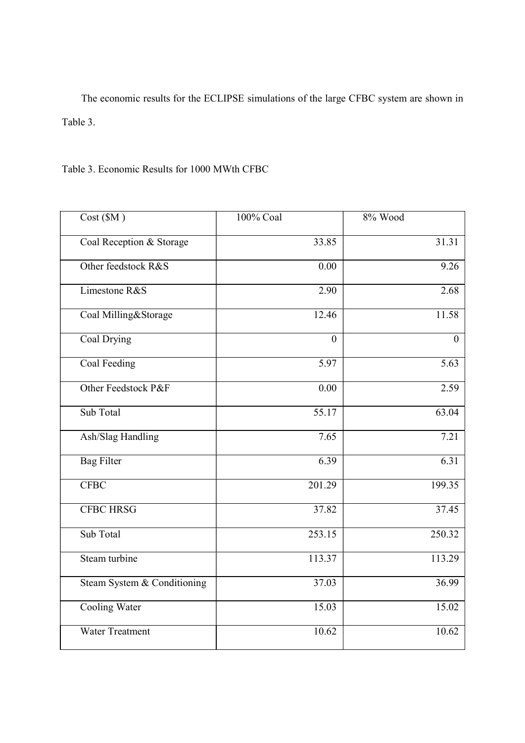The economic results for the ECLIPSE simulations of the large CFBC system are shown in Table 3.

Table 3. Economic Results for 1000 MWth CFBC

| Cost ($M ) | 100% Coal | 8% Wood |
|---|---|---|
| Coal Reception & Storage | 33.85 | 31.31 |
| Other feedstock R&S | 0.00 | 9.26 |
| Limestone R&S | 2.90 | 2.68 |
| Coal Milling&Storage | 12.46 | 11.58 |
| Coal Drying | 0 | 0 |
| Coal Feeding | 5.97 | 5.63 |
| Other Feedstock P&F | 0.00 | 2.59 |
| Sub Total | 55.17 | 63.04 |
| Ash/Slag Handling | 7.65 | 7.21 |
| Bag Filter | 6.39 | 6.31 |
| CFBC | 201.29 | 199.35 |
| CFBC HRSG | 37.82 | 37.45 |
| Sub Total | 253.15 | 250.32 |
| Steam turbine | 113.37 | 113.29 |
| Steam System & Conditioning | 37.03 | 36.99 |
| Cooling Water | 15.03 | 15.02 |
| Water Treatment | 10.62 | 10.62 |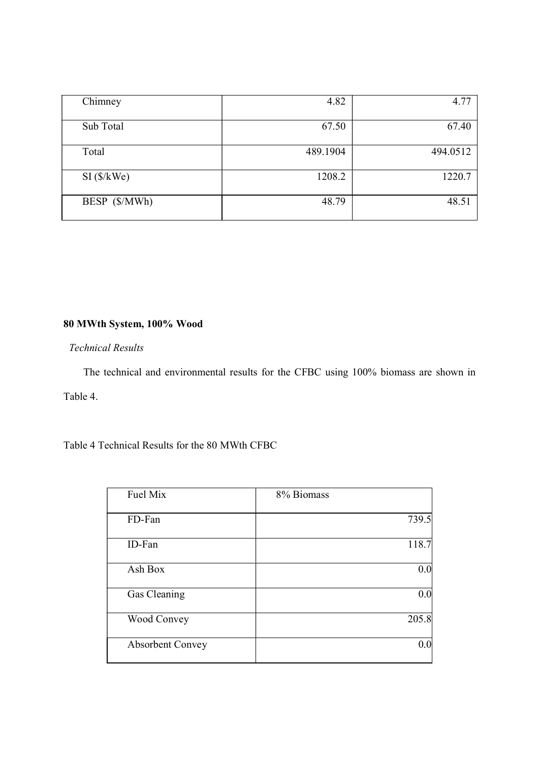| | | |
|---|---|---|
| Chimney | 4.82 | 4.77 |
| Sub Total | 67.50 | 67.40 |
| Total | 489.1904 | 494.0512 |
| SI ($/kWe) | 1208.2 | 1220.7 |
| BESP ($/MWh) | 48.79 | 48.51 |

**80 MWth System, 100% Wood**

*Technical Results*

The technical and environmental results for the CFBC using 100% biomass are shown in Table 4.

Table 4 Technical Results for the 80 MWth CFBC

| Fuel Mix | 8% Biomass |
|---|---|
| FD-Fan | 739.5 |
| ID-Fan | 118.7 |
| Ash Box | 0.0 |
| Gas Cleaning | 0.0 |
| Wood Convey | 205.8 |
| Absorbent Convey | 0.0 |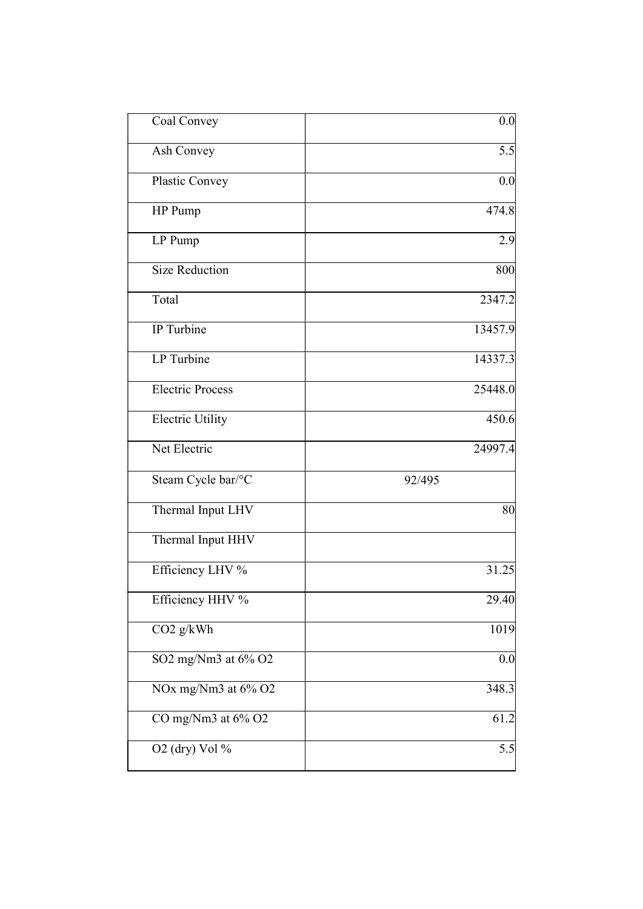| | |
|---|---|
| Coal Convey | 0.0 |
| Ash Convey | 5.5 |
| Plastic Convey | 0.0 |
| HP Pump | 474.8 |
| LP Pump | 2.9 |
| Size Reduction | 800 |
| Total | 2347.2 |
| IP Turbine | 13457.9 |
| LP Turbine | 14337.3 |
| Electric Process | 25448.0 |
| Electric Utility | 450.6 |
| Net Electric | 24997.4 |
| Steam Cycle bar/°C | 92/495 |
| Thermal Input LHV | 80 |
| Thermal Input HHV | |
| Efficiency LHV % | 31.25 |
| Efficiency HHV % | 29.40 |
| $CO_2$ g/kWh | 1019 |
| $SO_2$ mg/Nm3 at 6% $O_2$ | 0.0 |
| NOx mg/Nm3 at 6% $O_2$ | 348.3 |
| CO mg/Nm3 at 6% $O_2$ | 61.2 |
| $O_2$ (dry) Vol % | 5.5 |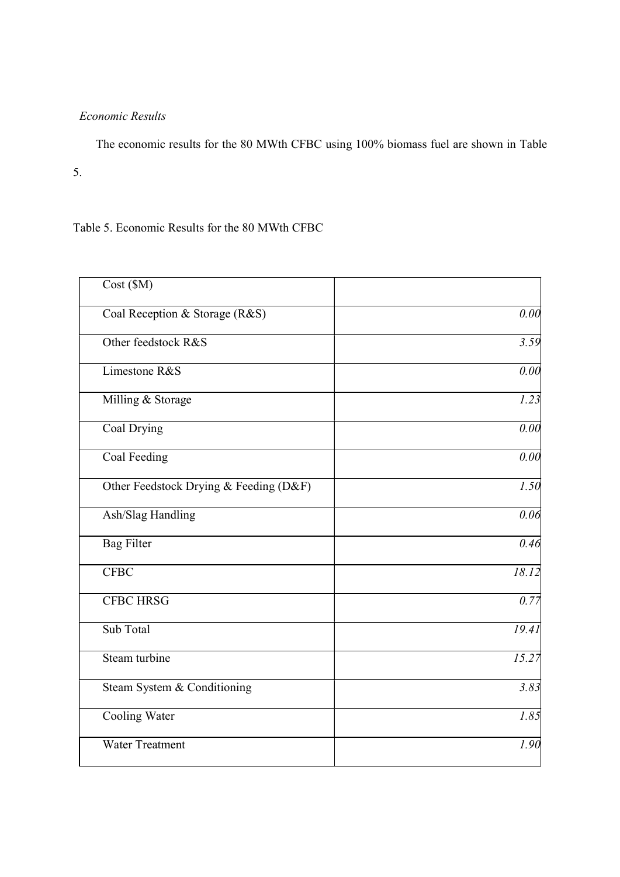*Economic Results*

The economic results for the 80 MWth CFBC using 100% biomass fuel are shown in Table 5.

Table 5. Economic Results for the 80 MWth CFBC

| Cost ($M) | |
|---|---|
| Coal Reception & Storage (R&S) | *0.00* |
| Other feedstock R&S | *3.59* |
| Limestone R&S | *0.00* |
| Milling & Storage | *1.23* |
| Coal Drying | *0.00* |
| Coal Feeding | *0.00* |
| Other Feedstock Drying & Feeding (D&F) | *1.50* |
| Ash/Slag Handling | *0.06* |
| Bag Filter | *0.46* |
| CFBC | *18.12* |
| CFBC HRSG | *0.77* |
| Sub Total | *19.41* |
| Steam turbine | *15.27* |
| Steam System & Conditioning | *3.83* |
| Cooling Water | *1.85* |
| Water Treatment | *1.90* |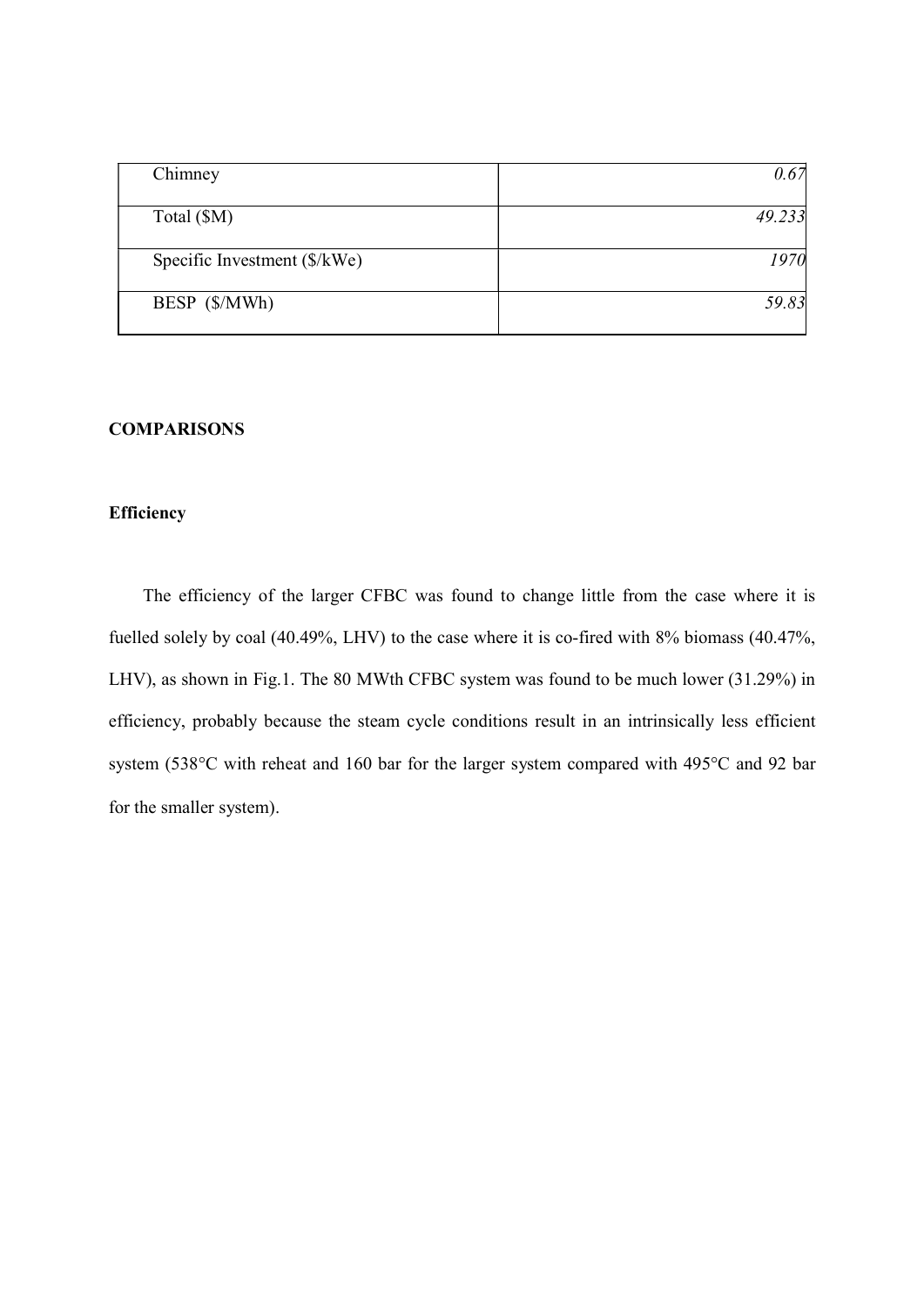| | |
|---|---|
| Chimney | *0.67* |
| Total ($M) | *49.233* |
| Specific Investment ($/kWe) | *1970* |
| BESP ($/MWh) | *59.83* |

## COMPARISONS

### Efficiency

The efficiency of the larger CFBC was found to change little from the case where it is fuelled solely by coal (40.49%, LHV) to the case where it is co-fired with 8% biomass (40.47%, LHV), as shown in Fig.1. The 80 MWth CFBC system was found to be much lower (31.29%) in efficiency, probably because the steam cycle conditions result in an intrinsically less efficient system (538°C with reheat and 160 bar for the larger system compared with 495°C and 92 bar for the smaller system).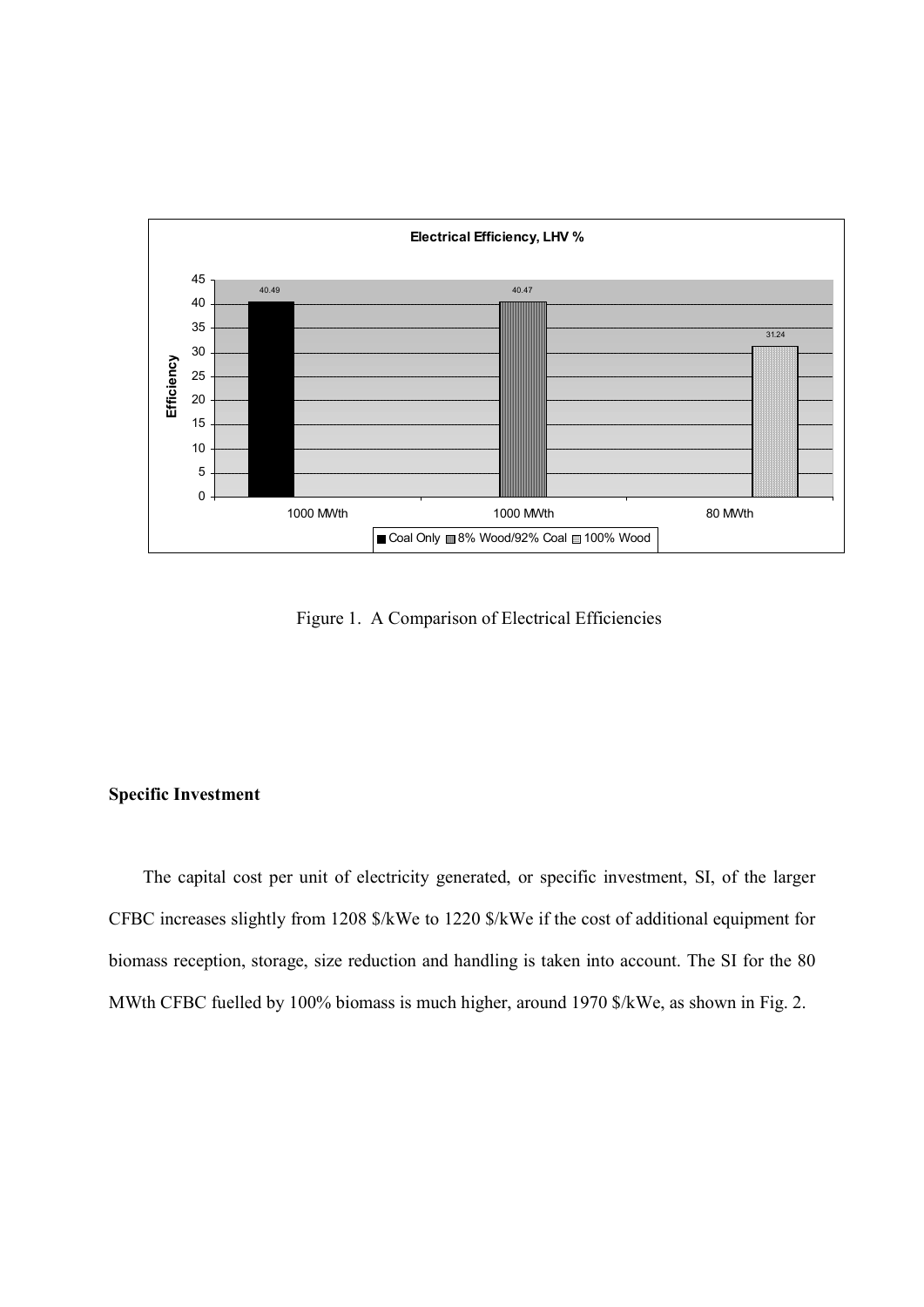Figure 1. A Comparison of Electrical Efficiencies

**Specific Investment**

The capital cost per unit of electricity generated, or specific investment, SI, of the larger CFBC increases slightly from 1208 $/kWe to 1220 $/kWe if the cost of additional equipment for biomass reception, storage, size reduction and handling is taken into account. The SI for the 80 MWth CFBC fuelled by 100% biomass is much higher, around 1970 $/kWe, as shown in Fig. 2.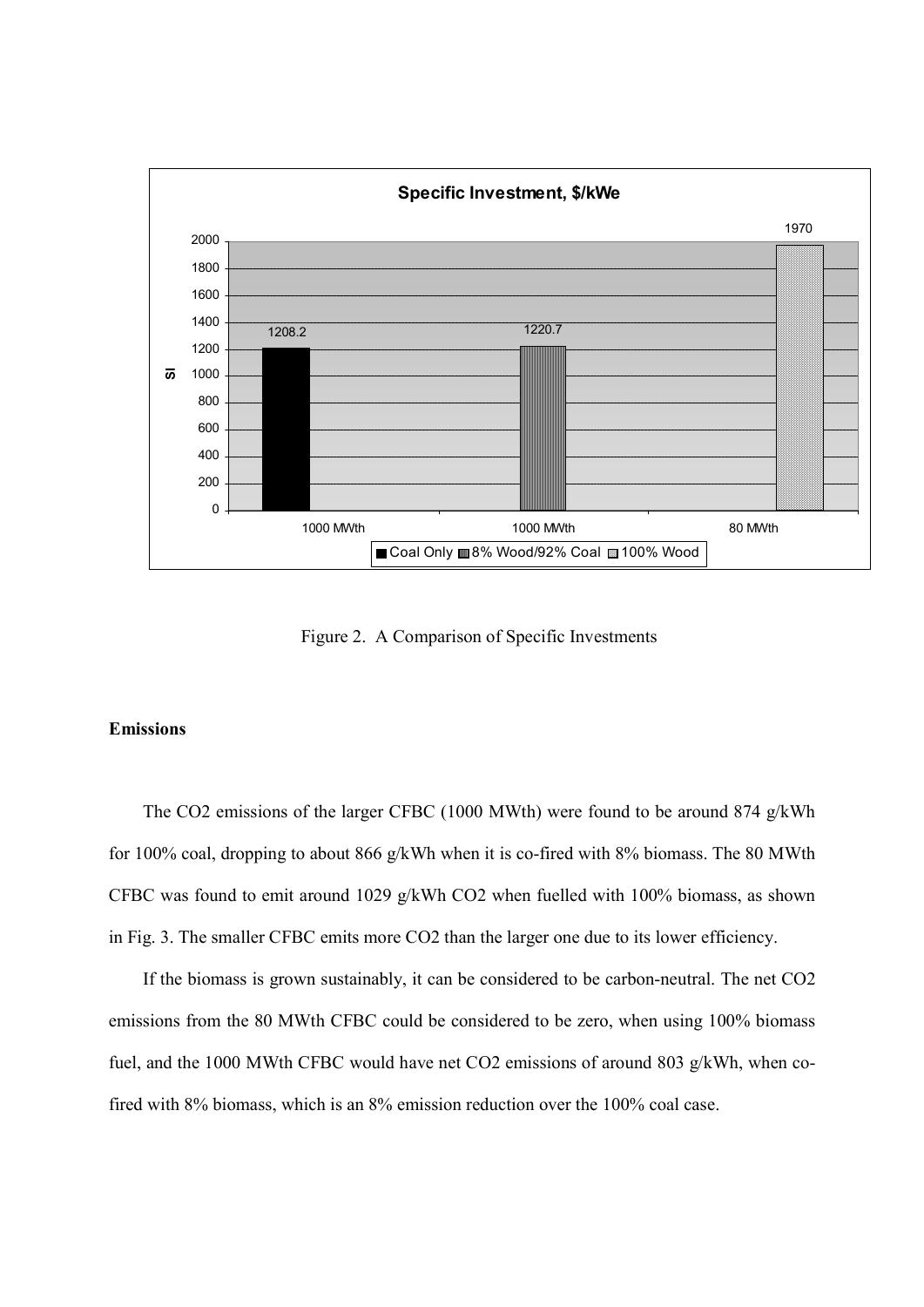Figure 2. A Comparison of Specific Investments

**Emissions**

The $CO_2$ emissions of the larger CFBC (1000 MWth) were found to be around 874 g/kWh for 100% coal, dropping to about 866 g/kWh when it is co-fired with 8% biomass. The 80 MWth CFBC was found to emit around 1029 g/kWh $CO_2$ when fuelled with 100% biomass, as shown in Fig. 3. The smaller CFBC emits more $CO_2$ than the larger one due to its lower efficiency.

If the biomass is grown sustainably, it can be considered to be carbon-neutral. The net $CO_2$ emissions from the 80 MWth CFBC could be considered to be zero, when using 100% biomass fuel, and the 1000 MWth CFBC would have net $CO_2$ emissions of around 803 g/kWh, when co-fired with 8% biomass, which is an 8% emission reduction over the 100% coal case.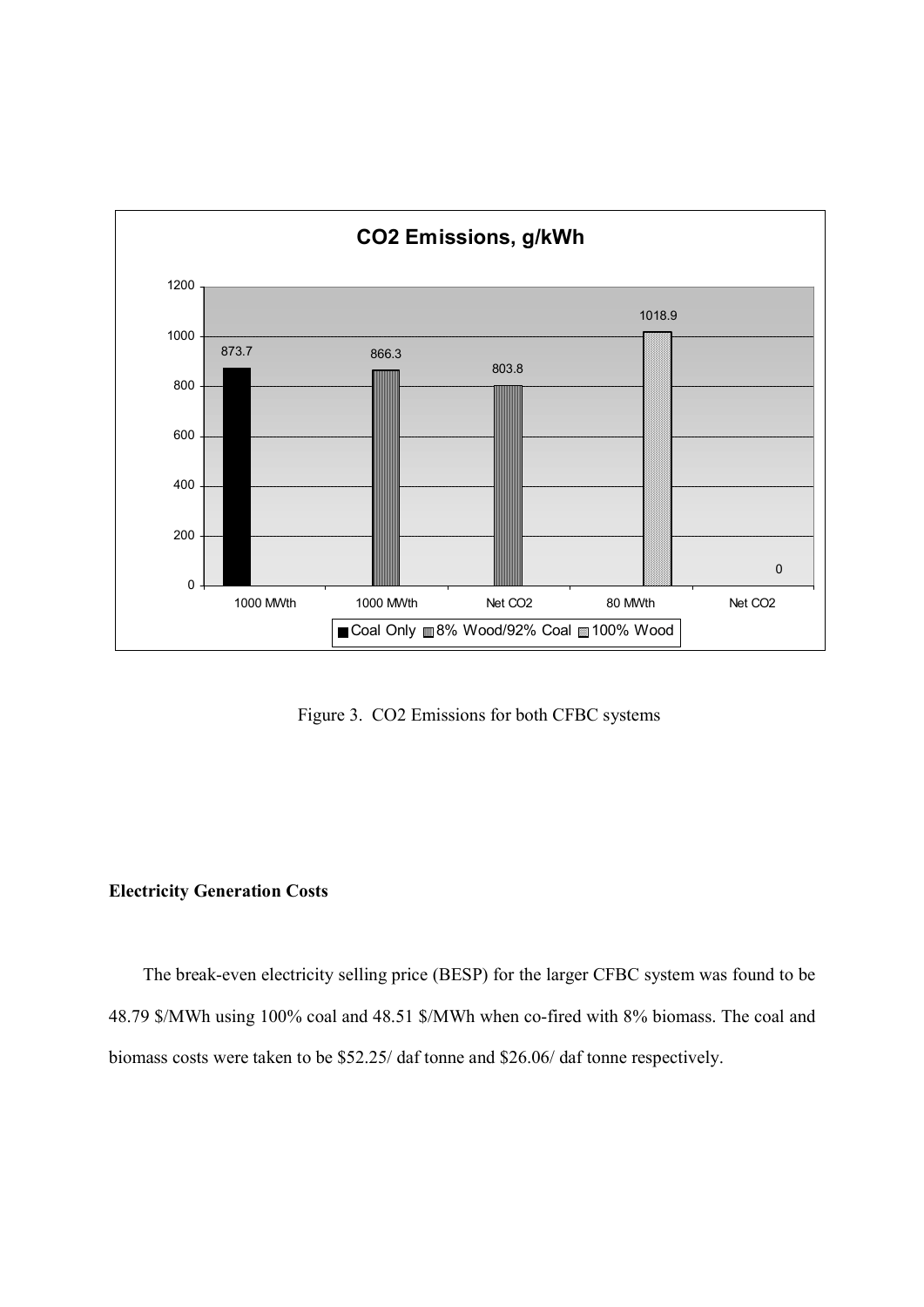Figure 3. $CO_2$ Emissions for both CFBC systems

**Electricity Generation Costs**

The break-even electricity selling price (BESP) for the larger CFBC system was found to be 48.79 $/MWh using 100% coal and 48.51 $/MWh when co-fired with 8% biomass. The coal and biomass costs were taken to be $52.25/ daf tonne and $26.06/ daf tonne respectively.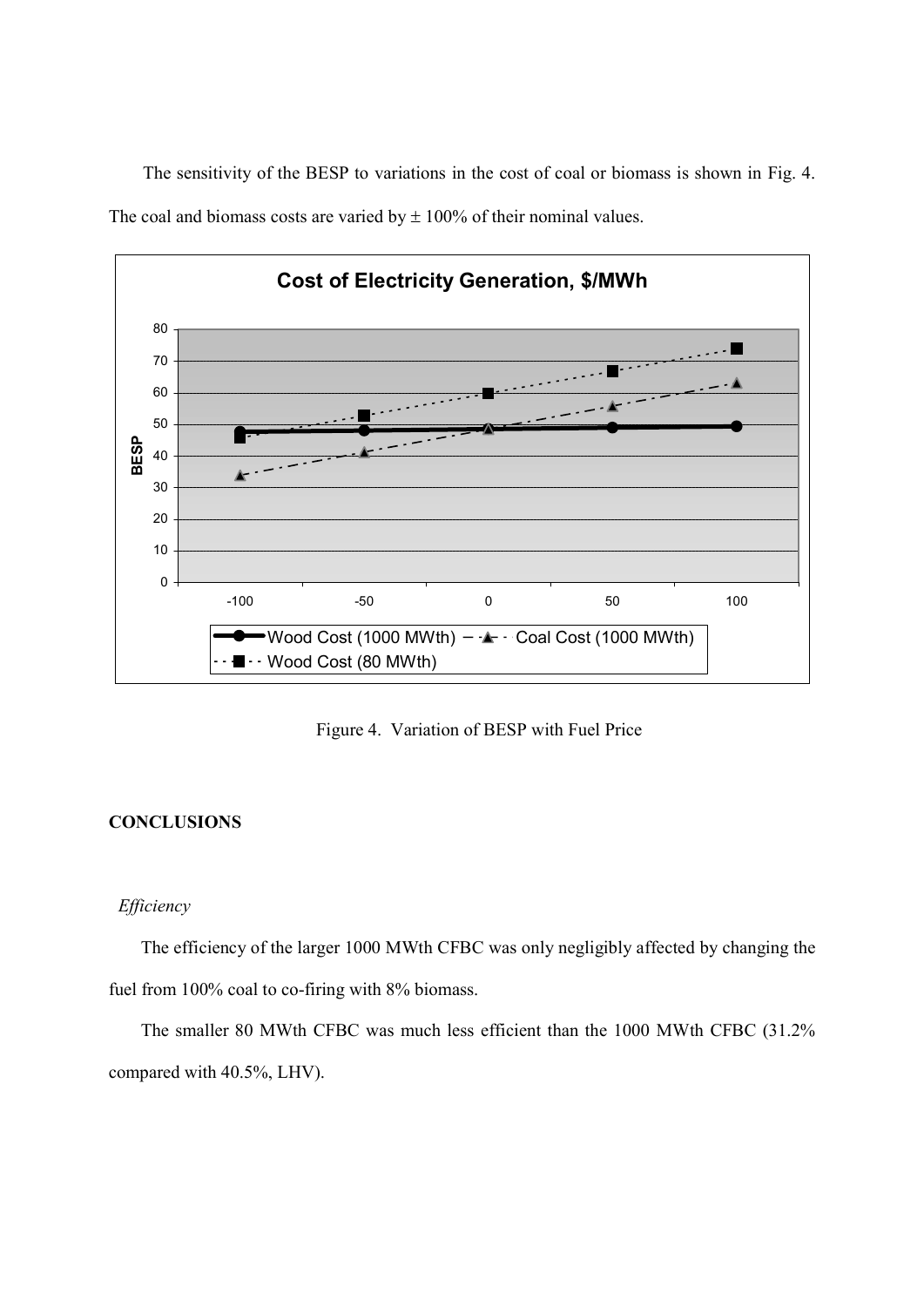The sensitivity of the BESP to variations in the cost of coal or biomass is shown in Fig. 4. The coal and biomass costs are varied by ± 100% of their nominal values.

Figure 4. Variation of BESP with Fuel Price

## CONCLUSIONS

*Efficiency*

The efficiency of the larger 1000 MWth CFBC was only negligibly affected by changing the fuel from 100% coal to co-firing with 8% biomass.

The smaller 80 MWth CFBC was much less efficient than the 1000 MWth CFBC (31.2% compared with 40.5%, LHV).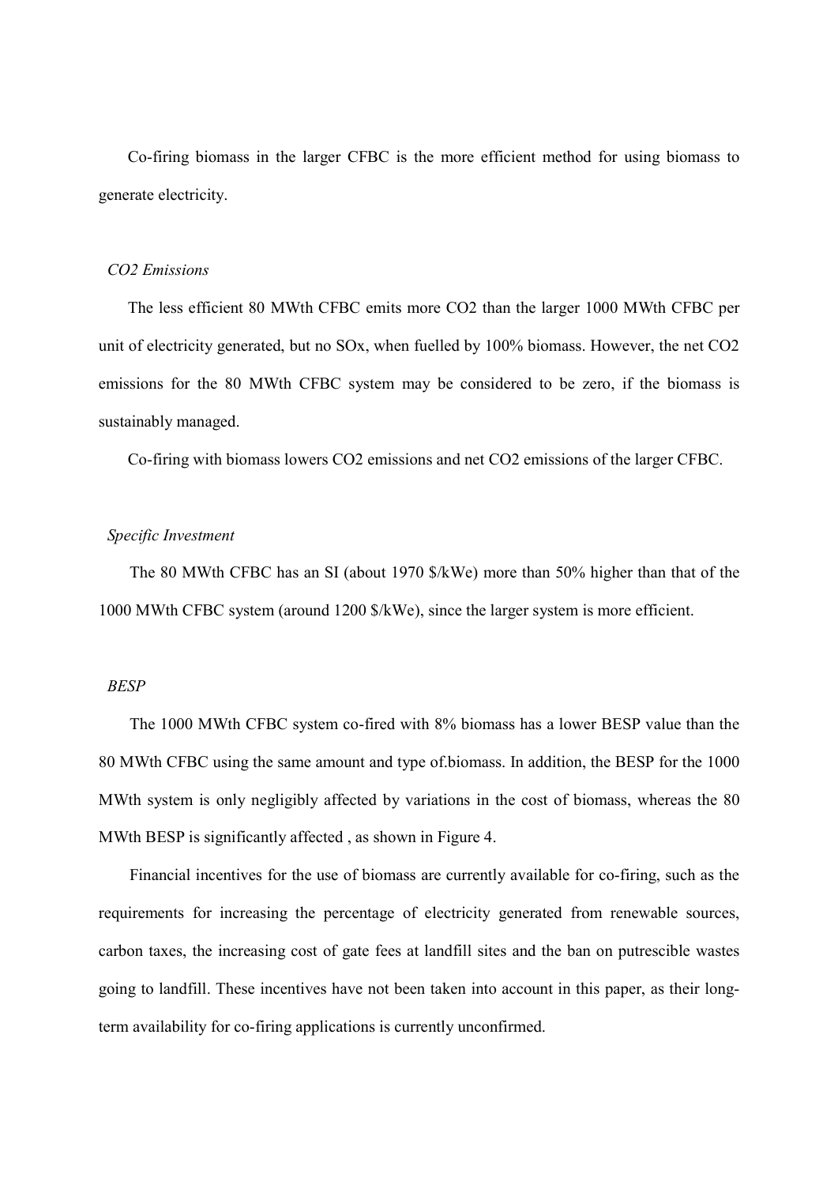Co-firing biomass in the larger CFBC is the more efficient method for using biomass to generate electricity.

*$CO_2$ Emissions*

The less efficient 80 MWth CFBC emits more $CO_2$ than the larger 1000 MWth CFBC per unit of electricity generated, but no $SO_x$, when fuelled by 100% biomass. However, the net $CO_2$ emissions for the 80 MWth CFBC system may be considered to be zero, if the biomass is sustainably managed.

Co-firing with biomass lowers $CO_2$ emissions and net $CO_2$ emissions of the larger CFBC.

*Specific Investment*

The 80 MWth CFBC has an SI (about 1970 $/kWe) more than 50% higher than that of the 1000 MWth CFBC system (around 1200 $/kWe), since the larger system is more efficient.

*BESP*

The 1000 MWth CFBC system co-fired with 8% biomass has a lower BESP value than the 80 MWth CFBC using the same amount and type of.biomass. In addition, the BESP for the 1000 MWth system is only negligibly affected by variations in the cost of biomass, whereas the 80 MWth BESP is significantly affected , as shown in Figure 4.

Financial incentives for the use of biomass are currently available for co-firing, such as the requirements for increasing the percentage of electricity generated from renewable sources, carbon taxes, the increasing cost of gate fees at landfill sites and the ban on putrescible wastes going to landfill. These incentives have not been taken into account in this paper, as their long-term availability for co-firing applications is currently unconfirmed.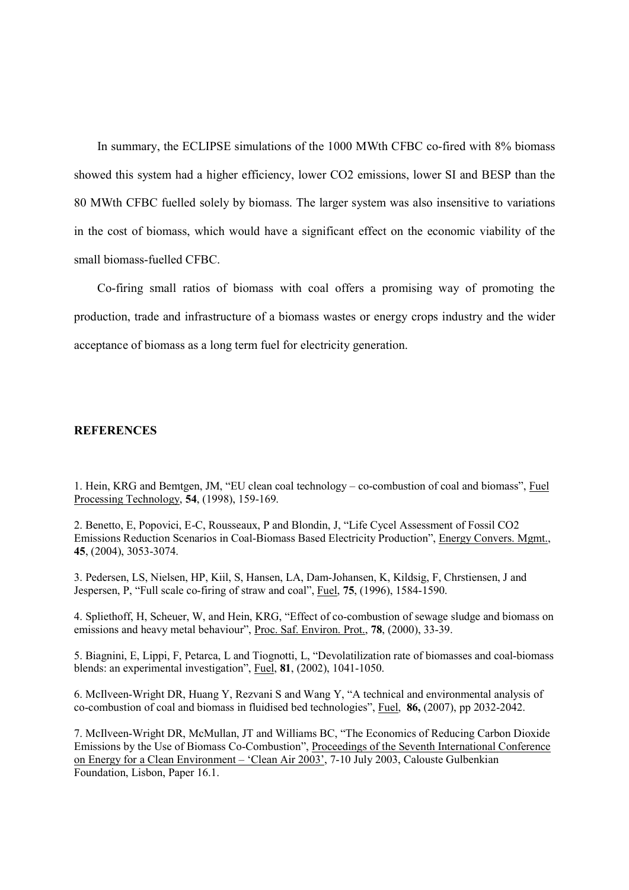In summary, the ECLIPSE simulations of the 1000 MWth CFBC co-fired with 8% biomass showed this system had a higher efficiency, lower CO2 emissions, lower SI and BESP than the 80 MWth CFBC fuelled solely by biomass. The larger system was also insensitive to variations in the cost of biomass, which would have a significant effect on the economic viability of the small biomass-fuelled CFBC.

Co-firing small ratios of biomass with coal offers a promising way of promoting the production, trade and infrastructure of a biomass wastes or energy crops industry and the wider acceptance of biomass as a long term fuel for electricity generation.

**REFERENCES**

1. Hein, KRG and Bemtgen, JM, "EU clean coal technology – co-combustion of coal and biomass", Fuel Processing Technology, **54**, (1998), 159-169.

2. Benetto, E, Popovici, E-C, Rousseaux, P and Blondin, J, "Life Cycel Assessment of Fossil CO2 Emissions Reduction Scenarios in Coal-Biomass Based Electricity Production", Energy Convers. Mgmt., **45**, (2004), 3053-3074.

3. Pedersen, LS, Nielsen, HP, Kiil, S, Hansen, LA, Dam-Johansen, K, Kildsig, F, Chrstiensen, J and Jespersen, P, "Full scale co-firing of straw and coal", Fuel, **75**, (1996), 1584-1590.

4. Spliethoff, H, Scheuer, W, and Hein, KRG, "Effect of co-combustion of sewage sludge and biomass on emissions and heavy metal behaviour", Proc. Saf. Environ. Prot., **78**, (2000), 33-39.

5. Biagnini, E, Lippi, F, Petarca, L and Tiognotti, L, "Devolatilization rate of biomasses and coal-biomass blends: an experimental investigation", Fuel, **81**, (2002), 1041-1050.

6. McIlveen-Wright DR, Huang Y, Rezvani S and Wang Y, "A technical and environmental analysis of co-combustion of coal and biomass in fluidised bed technologies", Fuel, **86,** (2007), pp 2032-2042.

7. McIlveen-Wright DR, McMullan, JT and Williams BC, "The Economics of Reducing Carbon Dioxide Emissions by the Use of Biomass Co-Combustion", Proceedings of the Seventh International Conference on Energy for a Clean Environment – 'Clean Air 2003', 7-10 July 2003, Calouste Gulbenkian Foundation, Lisbon, Paper 16.1.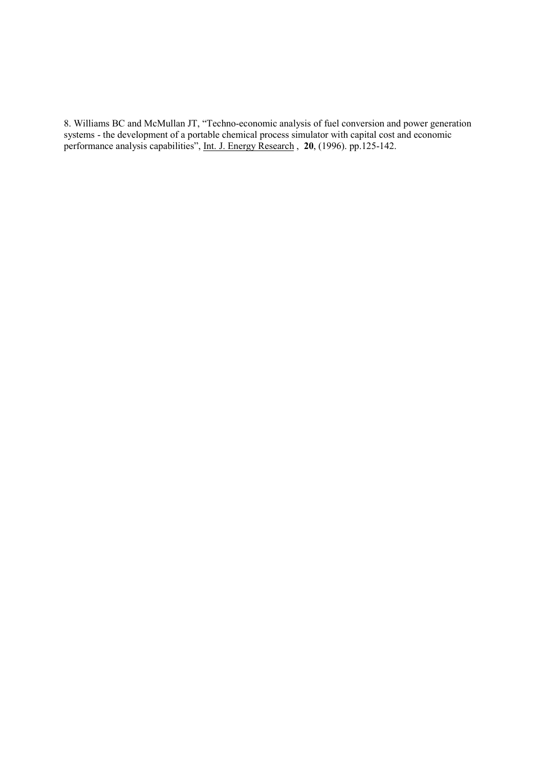8. Williams BC and McMullan JT, "Techno-economic analysis of fuel conversion and power generation systems - the development of a portable chemical process simulator with capital cost and economic performance analysis capabilities", Int. J. Energy Research , **20**, (1996). pp.125-142.